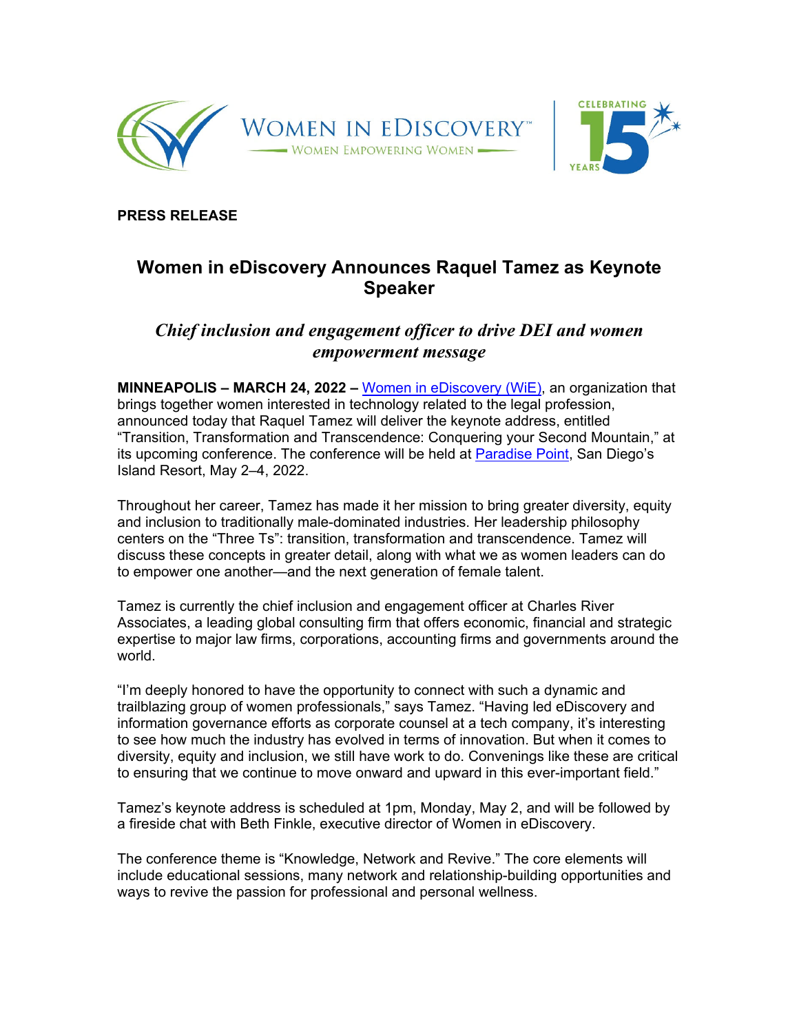WOMEN IN EDISCOVERY™

WOMEN EMPOWERING WOMEN

CELEBRATING 15 YEARS

**PRESS RELEASE**

# Women in eDiscovery Announces Raquel Tamez as Keynote Speaker

## *Chief inclusion and engagement officer to drive DEI and women empowerment message*

**MINNEAPOLIS – MARCH 24, 2022 –** Women in eDiscovery (WiE), an organization that brings together women interested in technology related to the legal profession, announced today that Raquel Tamez will deliver the keynote address, entitled "Transition, Transformation and Transcendence: Conquering your Second Mountain," at its upcoming conference. The conference will be held at Paradise Point, San Diego's Island Resort, May 2–4, 2022.

Throughout her career, Tamez has made it her mission to bring greater diversity, equity and inclusion to traditionally male-dominated industries. Her leadership philosophy centers on the "Three Ts": transition, transformation and transcendence. Tamez will discuss these concepts in greater detail, along with what we as women leaders can do to empower one another—and the next generation of female talent.

Tamez is currently the chief inclusion and engagement officer at Charles River Associates, a leading global consulting firm that offers economic, financial and strategic expertise to major law firms, corporations, accounting firms and governments around the world.

"I'm deeply honored to have the opportunity to connect with such a dynamic and trailblazing group of women professionals," says Tamez. "Having led eDiscovery and information governance efforts as corporate counsel at a tech company, it's interesting to see how much the industry has evolved in terms of innovation. But when it comes to diversity, equity and inclusion, we still have work to do. Convenings like these are critical to ensuring that we continue to move onward and upward in this ever-important field."

Tamez's keynote address is scheduled at 1pm, Monday, May 2, and will be followed by a fireside chat with Beth Finkle, executive director of Women in eDiscovery.

The conference theme is "Knowledge, Network and Revive." The core elements will include educational sessions, many network and relationship-building opportunities and ways to revive the passion for professional and personal wellness.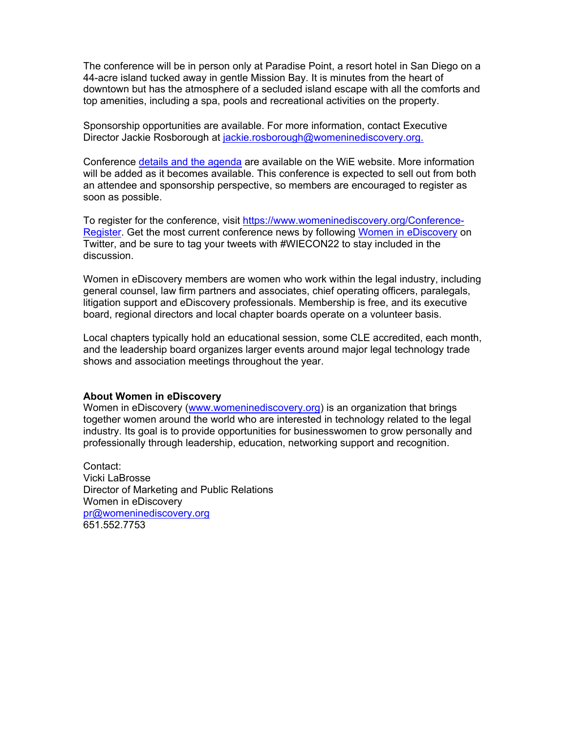The conference will be in person only at Paradise Point, a resort hotel in San Diego on a 44-acre island tucked away in gentle Mission Bay. It is minutes from the heart of downtown but has the atmosphere of a secluded island escape with all the comforts and top amenities, including a spa, pools and recreational activities on the property.

Sponsorship opportunities are available. For more information, contact Executive Director Jackie Rosborough at jackie.rosborough@womeninediscovery.org.

Conference details and the agenda are available on the WiE website. More information will be added as it becomes available. This conference is expected to sell out from both an attendee and sponsorship perspective, so members are encouraged to register as soon as possible.

To register for the conference, visit https://www.womeninediscovery.org/Conference-Register. Get the most current conference news by following Women in eDiscovery on Twitter, and be sure to tag your tweets with #WIECON22 to stay included in the discussion.

Women in eDiscovery members are women who work within the legal industry, including general counsel, law firm partners and associates, chief operating officers, paralegals, litigation support and eDiscovery professionals. Membership is free, and its executive board, regional directors and local chapter boards operate on a volunteer basis.

Local chapters typically hold an educational session, some CLE accredited, each month, and the leadership board organizes larger events around major legal technology trade shows and association meetings throughout the year.

**About Women in eDiscovery**

Women in eDiscovery (www.womeninediscovery.org) is an organization that brings together women around the world who are interested in technology related to the legal industry. Its goal is to provide opportunities for businesswomen to grow personally and professionally through leadership, education, networking support and recognition.

Contact:
Vicki LaBrosse
Director of Marketing and Public Relations
Women in eDiscovery
pr@womeninediscovery.org
651.552.7753